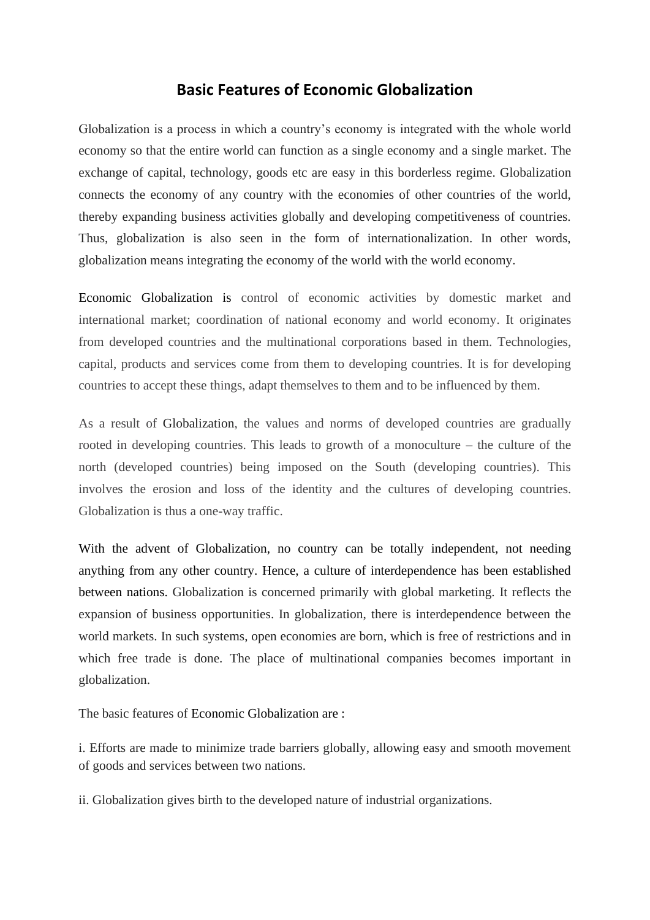# Basic Features of Economic Globalization

Globalization is a process in which a country's economy is integrated with the whole world economy so that the entire world can function as a single economy and a single market. The exchange of capital, technology, goods etc are easy in this borderless regime. Globalization connects the economy of any country with the economies of other countries of the world, thereby expanding business activities globally and developing competitiveness of countries. Thus, globalization is also seen in the form of internationalization. In other words, globalization means integrating the economy of the world with the world economy.

Economic Globalization is control of economic activities by domestic market and international market; coordination of national economy and world economy. It originates from developed countries and the multinational corporations based in them. Technologies, capital, products and services come from them to developing countries. It is for developing countries to accept these things, adapt themselves to them and to be influenced by them.

As a result of Globalization, the values and norms of developed countries are gradually rooted in developing countries. This leads to growth of a monoculture – the culture of the north (developed countries) being imposed on the South (developing countries). This involves the erosion and loss of the identity and the cultures of developing countries. Globalization is thus a one-way traffic.

With the advent of Globalization, no country can be totally independent, not needing anything from any other country. Hence, a culture of interdependence has been established between nations. Globalization is concerned primarily with global marketing. It reflects the expansion of business opportunities. In globalization, there is interdependence between the world markets. In such systems, open economies are born, which is free of restrictions and in which free trade is done. The place of multinational companies becomes important in globalization.

The basic features of Economic Globalization are :

i. Efforts are made to minimize trade barriers globally, allowing easy and smooth movement of goods and services between two nations.

ii. Globalization gives birth to the developed nature of industrial organizations.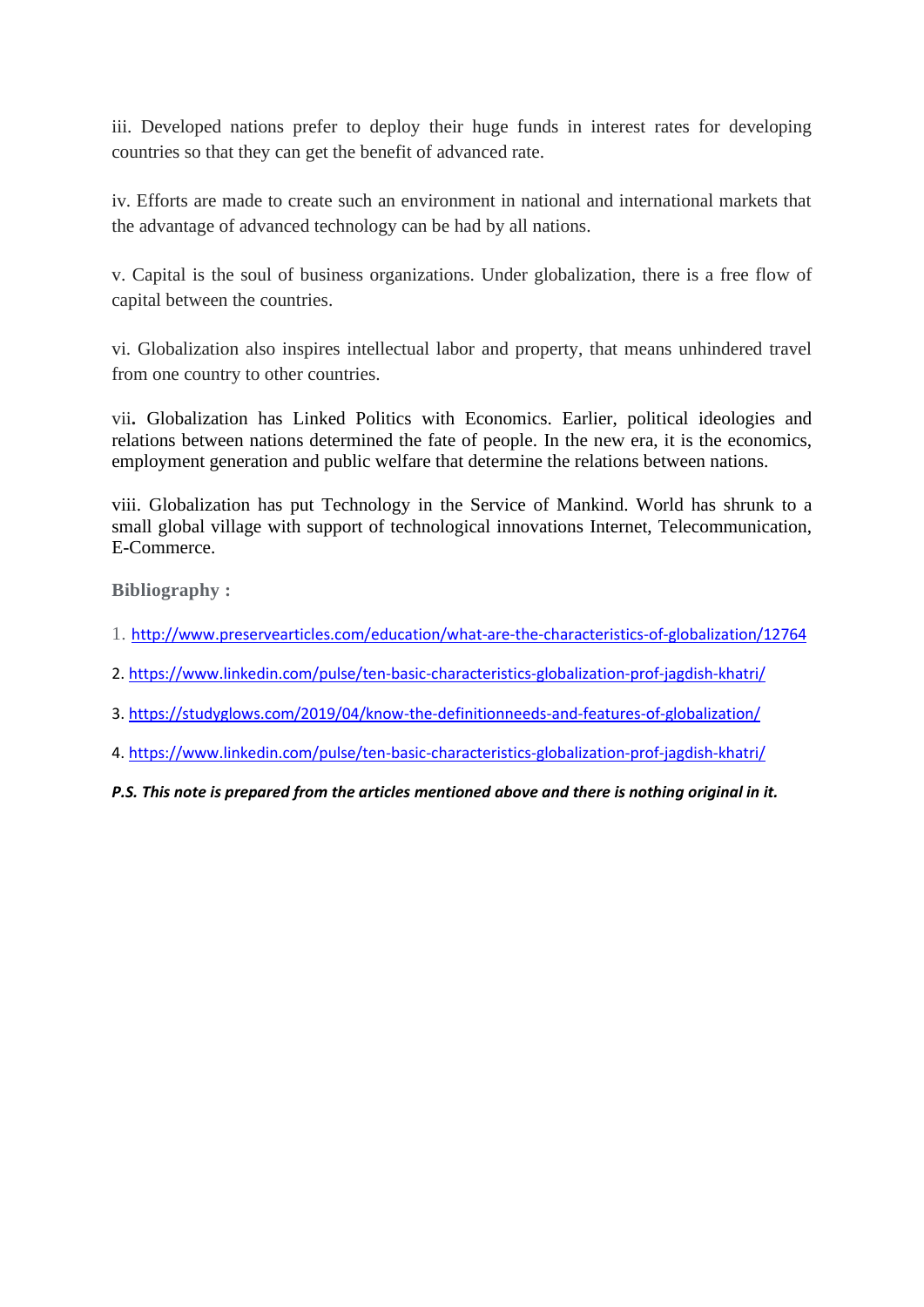iii. Developed nations prefer to deploy their huge funds in interest rates for developing countries so that they can get the benefit of advanced rate.

iv. Efforts are made to create such an environment in national and international markets that the advantage of advanced technology can be had by all nations.

v. Capital is the soul of business organizations. Under globalization, there is a free flow of capital between the countries.

vi. Globalization also inspires intellectual labor and property, that means unhindered travel from one country to other countries.

vii**.** Globalization has Linked Politics with Economics. Earlier, political ideologies and relations between nations determined the fate of people. In the new era, it is the economics, employment generation and public welfare that determine the relations between nations.

viii. Globalization has put Technology in the Service of Mankind. World has shrunk to a small global village with support of technological innovations Internet, Telecommunication, E-Commerce.

**Bibliography :**

1. http://www.preservearticles.com/education/what-are-the-characteristics-of-globalization/12764
2. https://www.linkedin.com/pulse/ten-basic-characteristics-globalization-prof-jagdish-khatri/
3. https://studyglows.com/2019/04/know-the-definitionneeds-and-features-of-globalization/
4. https://www.linkedin.com/pulse/ten-basic-characteristics-globalization-prof-jagdish-khatri/

***P.S. This note is prepared from the articles mentioned above and there is nothing original in it.***